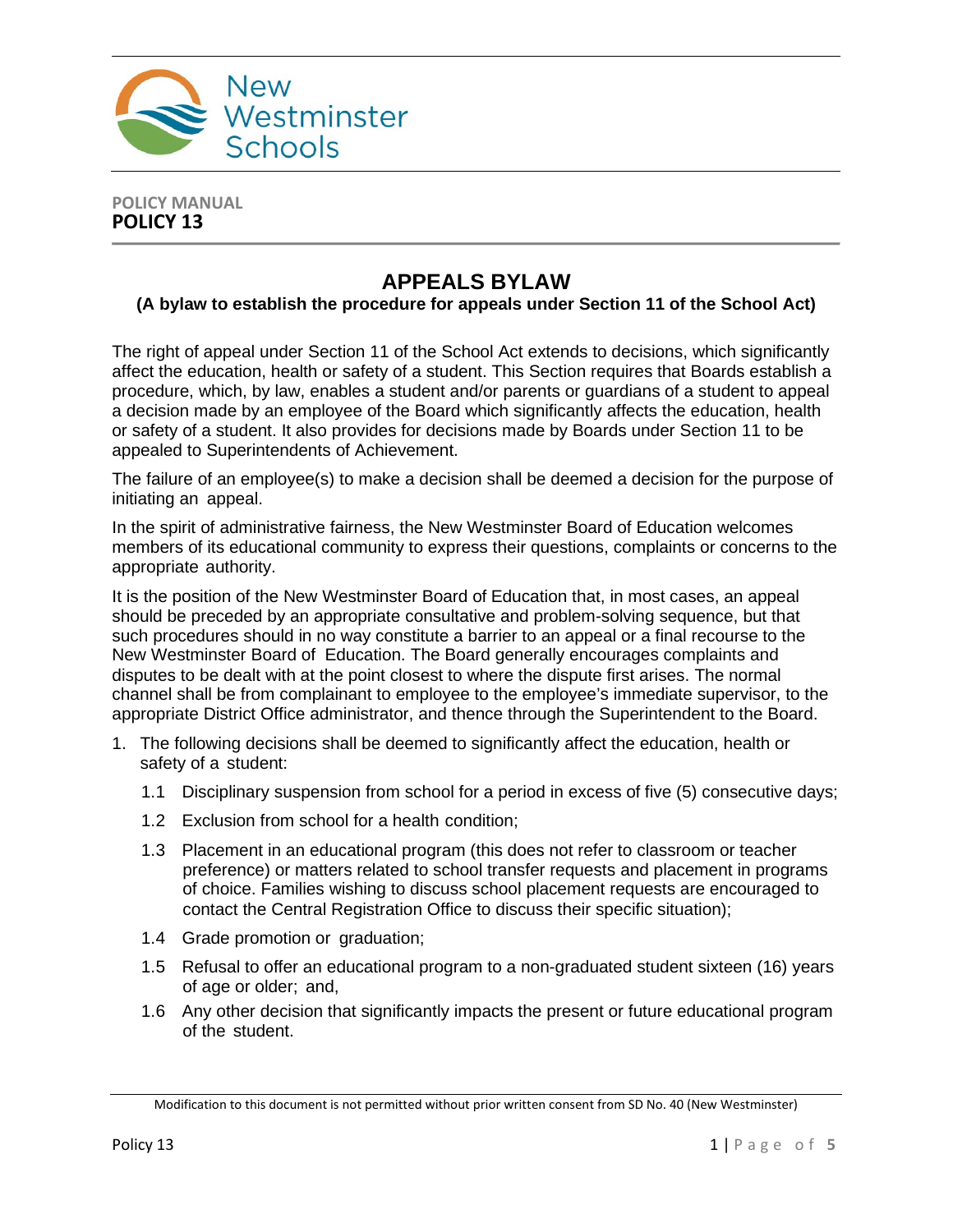New Westminster Schools

POLICY MANUAL
**POLICY 13**

# APPEALS BYLAW

### (A bylaw to establish the procedure for appeals under Section 11 of the School Act)

The right of appeal under Section 11 of the School Act extends to decisions, which significantly affect the education, health or safety of a student. This Section requires that Boards establish a procedure, which, by law, enables a student and/or parents or guardians of a student to appeal a decision made by an employee of the Board which significantly affects the education, health or safety of a student. It also provides for decisions made by Boards under Section 11 to be appealed to Superintendents of Achievement.

The failure of an employee(s) to make a decision shall be deemed a decision for the purpose of initiating an appeal.

In the spirit of administrative fairness, the New Westminster Board of Education welcomes members of its educational community to express their questions, complaints or concerns to the appropriate authority.

It is the position of the New Westminster Board of Education that, in most cases, an appeal should be preceded by an appropriate consultative and problem-solving sequence, but that such procedures should in no way constitute a barrier to an appeal or a final recourse to the New Westminster Board of Education. The Board generally encourages complaints and disputes to be dealt with at the point closest to where the dispute first arises. The normal channel shall be from complainant to employee to the employee's immediate supervisor, to the appropriate District Office administrator, and thence through the Superintendent to the Board.

1. The following decisions shall be deemed to significantly affect the education, health or safety of a student:
   - 1.1 Disciplinary suspension from school for a period in excess of five (5) consecutive days;
   - 1.2 Exclusion from school for a health condition;
   - 1.3 Placement in an educational program (this does not refer to classroom or teacher preference) or matters related to school transfer requests and placement in programs of choice. Families wishing to discuss school placement requests are encouraged to contact the Central Registration Office to discuss their specific situation);
   - 1.4 Grade promotion or graduation;
   - 1.5 Refusal to offer an educational program to a non-graduated student sixteen (16) years of age or older; and,
   - 1.6 Any other decision that significantly impacts the present or future educational program of the student.

Modification to this document is not permitted without prior written consent from SD No. 40 (New Westminster)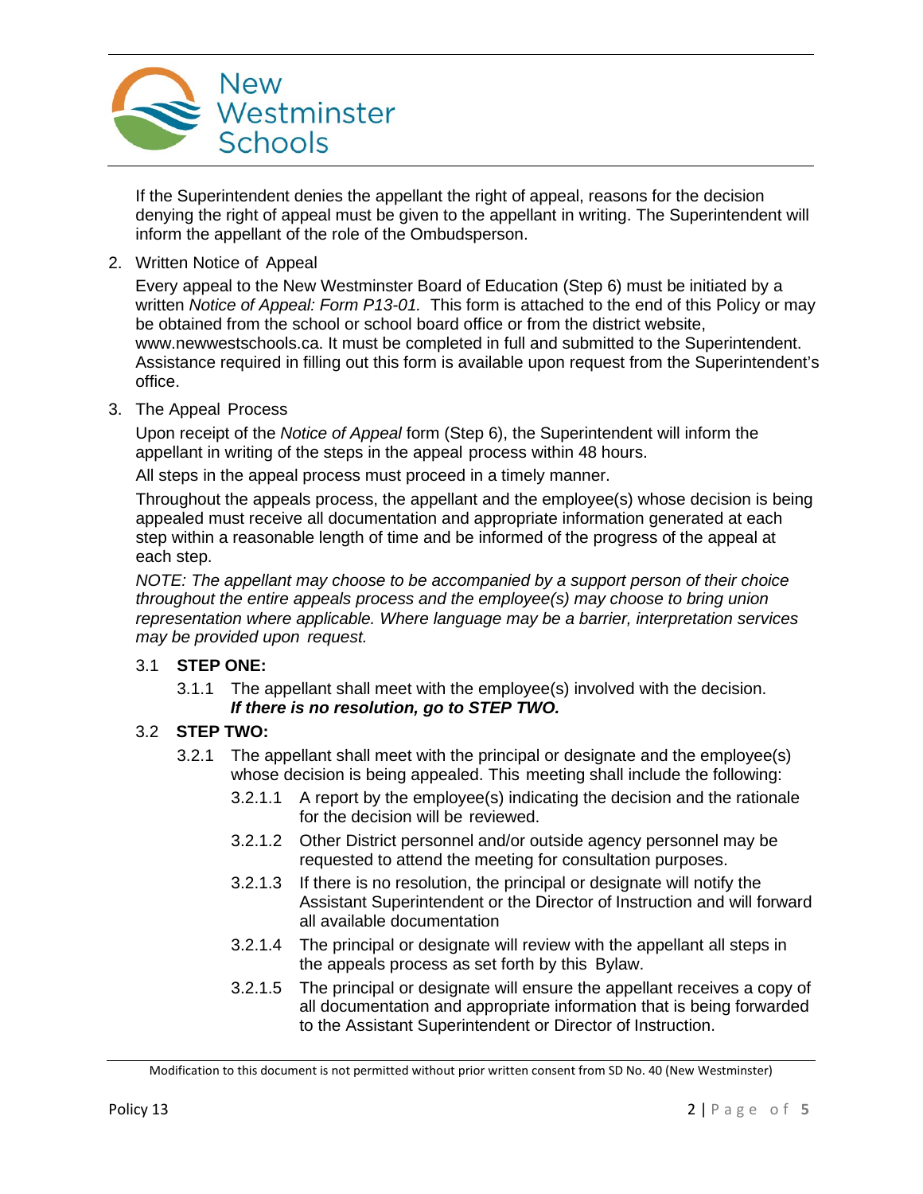If the Superintendent denies the appellant the right of appeal, reasons for the decision denying the right of appeal must be given to the appellant in writing. The Superintendent will inform the appellant of the role of the Ombudsperson.

2. Written Notice of Appeal

   Every appeal to the New Westminster Board of Education (Step 6) must be initiated by a written *Notice of Appeal: Form P13-01.* This form is attached to the end of this Policy or may be obtained from the school or school board office or from the district website, www.newwestschools.ca. It must be completed in full and submitted to the Superintendent. Assistance required in filling out this form is available upon request from the Superintendent's office.

3. The Appeal Process

   Upon receipt of the *Notice of Appeal* form (Step 6), the Superintendent will inform the appellant in writing of the steps in the appeal process within 48 hours.

   All steps in the appeal process must proceed in a timely manner.

   Throughout the appeals process, the appellant and the employee(s) whose decision is being appealed must receive all documentation and appropriate information generated at each step within a reasonable length of time and be informed of the progress of the appeal at each step.

   *NOTE: The appellant may choose to be accompanied by a support person of their choice throughout the entire appeals process and the employee(s) may choose to bring union representation where applicable. Where language may be a barrier, interpretation services may be provided upon request.*

   3.1 **STEP ONE:**

      3.1.1 The appellant shall meet with the employee(s) involved with the decision. ***If there is no resolution, go to STEP TWO.***

   3.2 **STEP TWO:**

      3.2.1 The appellant shall meet with the principal or designate and the employee(s) whose decision is being appealed. This meeting shall include the following:

         3.2.1.1 A report by the employee(s) indicating the decision and the rationale for the decision will be reviewed.

         3.2.1.2 Other District personnel and/or outside agency personnel may be requested to attend the meeting for consultation purposes.

         3.2.1.3 If there is no resolution, the principal or designate will notify the Assistant Superintendent or the Director of Instruction and will forward all available documentation

         3.2.1.4 The principal or designate will review with the appellant all steps in the appeals process as set forth by this Bylaw.

         3.2.1.5 The principal or designate will ensure the appellant receives a copy of all documentation and appropriate information that is being forwarded to the Assistant Superintendent or Director of Instruction.

Modification to this document is not permitted without prior written consent from SD No. 40 (New Westminster)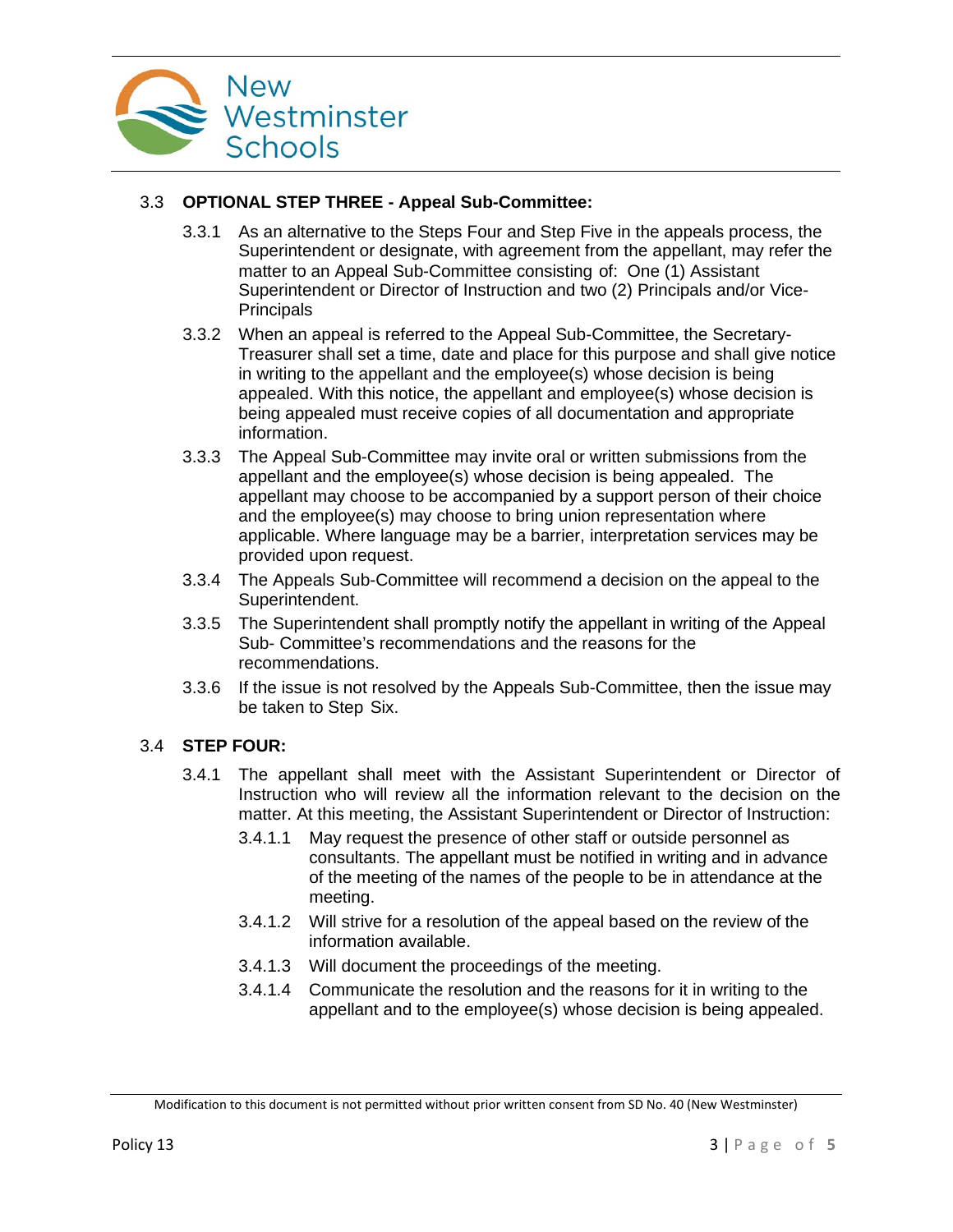3.3 **OPTIONAL STEP THREE - Appeal Sub-Committee:**

3.3.1 As an alternative to the Steps Four and Step Five in the appeals process, the Superintendent or designate, with agreement from the appellant, may refer the matter to an Appeal Sub-Committee consisting of: One (1) Assistant Superintendent or Director of Instruction and two (2) Principals and/or Vice-Principals

3.3.2 When an appeal is referred to the Appeal Sub-Committee, the Secretary-Treasurer shall set a time, date and place for this purpose and shall give notice in writing to the appellant and the employee(s) whose decision is being appealed. With this notice, the appellant and employee(s) whose decision is being appealed must receive copies of all documentation and appropriate information.

3.3.3 The Appeal Sub-Committee may invite oral or written submissions from the appellant and the employee(s) whose decision is being appealed. The appellant may choose to be accompanied by a support person of their choice and the employee(s) may choose to bring union representation where applicable. Where language may be a barrier, interpretation services may be provided upon request.

3.3.4 The Appeals Sub-Committee will recommend a decision on the appeal to the Superintendent.

3.3.5 The Superintendent shall promptly notify the appellant in writing of the Appeal Sub- Committee's recommendations and the reasons for the recommendations.

3.3.6 If the issue is not resolved by the Appeals Sub-Committee, then the issue may be taken to Step Six.

3.4 **STEP FOUR:**

3.4.1 The appellant shall meet with the Assistant Superintendent or Director of Instruction who will review all the information relevant to the decision on the matter. At this meeting, the Assistant Superintendent or Director of Instruction:

3.4.1.1 May request the presence of other staff or outside personnel as consultants. The appellant must be notified in writing and in advance of the meeting of the names of the people to be in attendance at the meeting.

3.4.1.2 Will strive for a resolution of the appeal based on the review of the information available.

3.4.1.3 Will document the proceedings of the meeting.

3.4.1.4 Communicate the resolution and the reasons for it in writing to the appellant and to the employee(s) whose decision is being appealed.

Modification to this document is not permitted without prior written consent from SD No. 40 (New Westminster)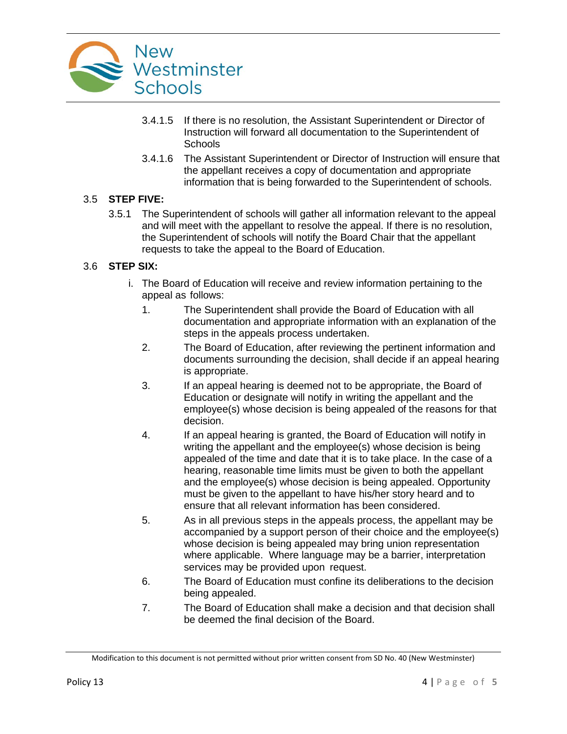3.4.1.5 If there is no resolution, the Assistant Superintendent or Director of Instruction will forward all documentation to the Superintendent of Schools

3.4.1.6 The Assistant Superintendent or Director of Instruction will ensure that the appellant receives a copy of documentation and appropriate information that is being forwarded to the Superintendent of schools.

3.5 **STEP FIVE:**

3.5.1 The Superintendent of schools will gather all information relevant to the appeal and will meet with the appellant to resolve the appeal. If there is no resolution, the Superintendent of schools will notify the Board Chair that the appellant requests to take the appeal to the Board of Education.

3.6 **STEP SIX:**

i. The Board of Education will receive and review information pertaining to the appeal as follows:

1. The Superintendent shall provide the Board of Education with all documentation and appropriate information with an explanation of the steps in the appeals process undertaken.
2. The Board of Education, after reviewing the pertinent information and documents surrounding the decision, shall decide if an appeal hearing is appropriate.
3. If an appeal hearing is deemed not to be appropriate, the Board of Education or designate will notify in writing the appellant and the employee(s) whose decision is being appealed of the reasons for that decision.
4. If an appeal hearing is granted, the Board of Education will notify in writing the appellant and the employee(s) whose decision is being appealed of the time and date that it is to take place. In the case of a hearing, reasonable time limits must be given to both the appellant and the employee(s) whose decision is being appealed. Opportunity must be given to the appellant to have his/her story heard and to ensure that all relevant information has been considered.
5. As in all previous steps in the appeals process, the appellant may be accompanied by a support person of their choice and the employee(s) whose decision is being appealed may bring union representation where applicable. Where language may be a barrier, interpretation services may be provided upon request.
6. The Board of Education must confine its deliberations to the decision being appealed.
7. The Board of Education shall make a decision and that decision shall be deemed the final decision of the Board.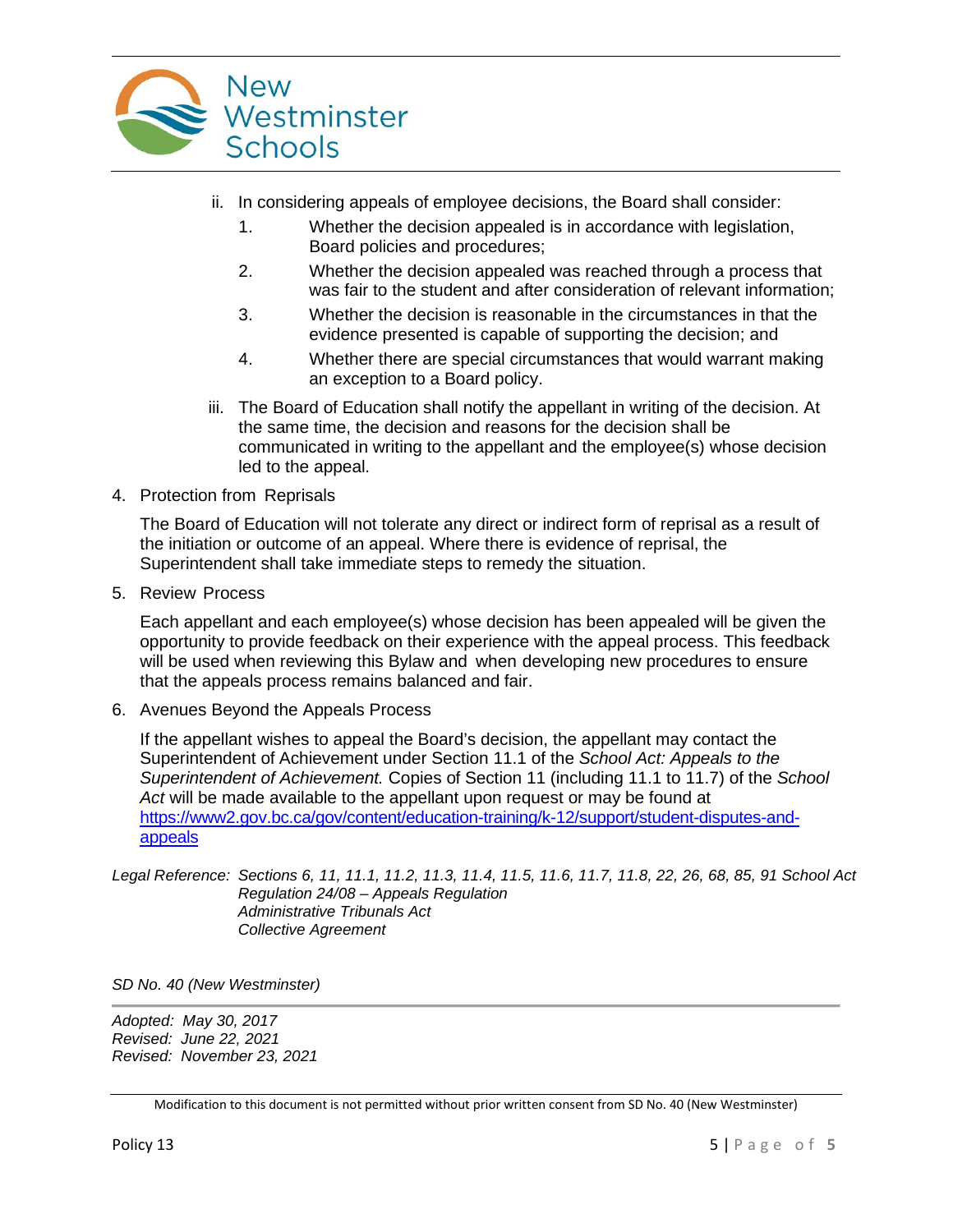ii. In considering appeals of employee decisions, the Board shall consider:
   1. Whether the decision appealed is in accordance with legislation, Board policies and procedures;
   2. Whether the decision appealed was reached through a process that was fair to the student and after consideration of relevant information;
   3. Whether the decision is reasonable in the circumstances in that the evidence presented is capable of supporting the decision; and
   4. Whether there are special circumstances that would warrant making an exception to a Board policy.

iii. The Board of Education shall notify the appellant in writing of the decision. At the same time, the decision and reasons for the decision shall be communicated in writing to the appellant and the employee(s) whose decision led to the appeal.

4. Protection from Reprisals

   The Board of Education will not tolerate any direct or indirect form of reprisal as a result of the initiation or outcome of an appeal. Where there is evidence of reprisal, the Superintendent shall take immediate steps to remedy the situation.

5. Review Process

   Each appellant and each employee(s) whose decision has been appealed will be given the opportunity to provide feedback on their experience with the appeal process. This feedback will be used when reviewing this Bylaw and when developing new procedures to ensure that the appeals process remains balanced and fair.

6. Avenues Beyond the Appeals Process

   If the appellant wishes to appeal the Board's decision, the appellant may contact the Superintendent of Achievement under Section 11.1 of the *School Act: Appeals to the Superintendent of Achievement.* Copies of Section 11 (including 11.1 to 11.7) of the *School Act* will be made available to the appellant upon request or may be found at https://www2.gov.bc.ca/gov/content/education-training/k-12/support/student-disputes-and-appeals

*Legal Reference: Sections 6, 11, 11.1, 11.2, 11.3, 11.4, 11.5, 11.6, 11.7, 11.8, 22, 26, 68, 85, 91 School Act*
*Regulation 24/08 – Appeals Regulation*
*Administrative Tribunals Act*
*Collective Agreement*

*SD No. 40 (New Westminster)*

*Adopted: May 30, 2017*
*Revised: June 22, 2021*
*Revised: November 23, 2021*

Modification to this document is not permitted without prior written consent from SD No. 40 (New Westminster)